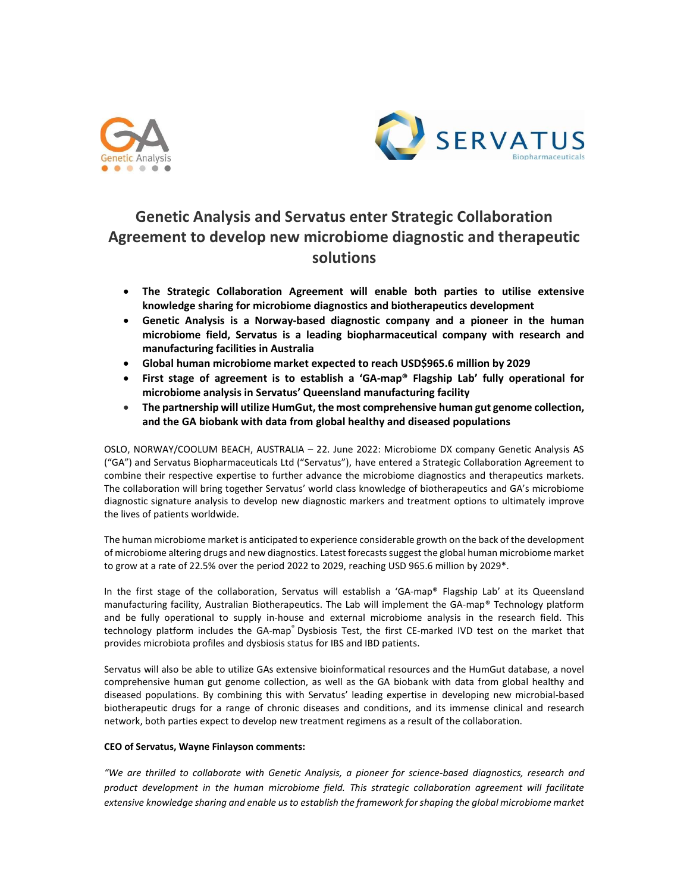# Genetic Analysis and Servatus enter Strategic Collaboration Agreement to develop new microbiome diagnostic and therapeutic solutions

- **The Strategic Collaboration Agreement will enable both parties to utilise extensive knowledge sharing for microbiome diagnostics and biotherapeutics development**
- **Genetic Analysis is a Norway-based diagnostic company and a pioneer in the human microbiome field, Servatus is a leading biopharmaceutical company with research and manufacturing facilities in Australia**
- **Global human microbiome market expected to reach USD$965.6 million by 2029**
- **First stage of agreement is to establish a 'GA-map® Flagship Lab' fully operational for microbiome analysis in Servatus' Queensland manufacturing facility**
- **The partnership will utilize HumGut, the most comprehensive human gut genome collection, and the GA biobank with data from global healthy and diseased populations**

OSLO, NORWAY/COOLUM BEACH, AUSTRALIA – 22. June 2022: Microbiome DX company Genetic Analysis AS ("GA") and Servatus Biopharmaceuticals Ltd ("Servatus"), have entered a Strategic Collaboration Agreement to combine their respective expertise to further advance the microbiome diagnostics and therapeutics markets. The collaboration will bring together Servatus' world class knowledge of biotherapeutics and GA's microbiome diagnostic signature analysis to develop new diagnostic markers and treatment options to ultimately improve the lives of patients worldwide.

The human microbiome market is anticipated to experience considerable growth on the back of the development of microbiome altering drugs and new diagnostics. Latest forecasts suggest the global human microbiome market to grow at a rate of 22.5% over the period 2022 to 2029, reaching USD 965.6 million by 2029*.

In the first stage of the collaboration, Servatus will establish a 'GA-map® Flagship Lab' at its Queensland manufacturing facility, Australian Biotherapeutics. The Lab will implement the GA-map® Technology platform and be fully operational to supply in-house and external microbiome analysis in the research field. This technology platform includes the GA-map® Dysbiosis Test, the first CE-marked IVD test on the market that provides microbiota profiles and dysbiosis status for IBS and IBD patients.

Servatus will also be able to utilize GAs extensive bioinformatical resources and the HumGut database, a novel comprehensive human gut genome collection, as well as the GA biobank with data from global healthy and diseased populations. By combining this with Servatus' leading expertise in developing new microbial-based biotherapeutic drugs for a range of chronic diseases and conditions, and its immense clinical and research network, both parties expect to develop new treatment regimens as a result of the collaboration.

**CEO of Servatus, Wayne Finlayson comments:**

*"We are thrilled to collaborate with Genetic Analysis, a pioneer for science-based diagnostics, research and product development in the human microbiome field. This strategic collaboration agreement will facilitate extensive knowledge sharing and enable us to establish the framework for shaping the global microbiome market*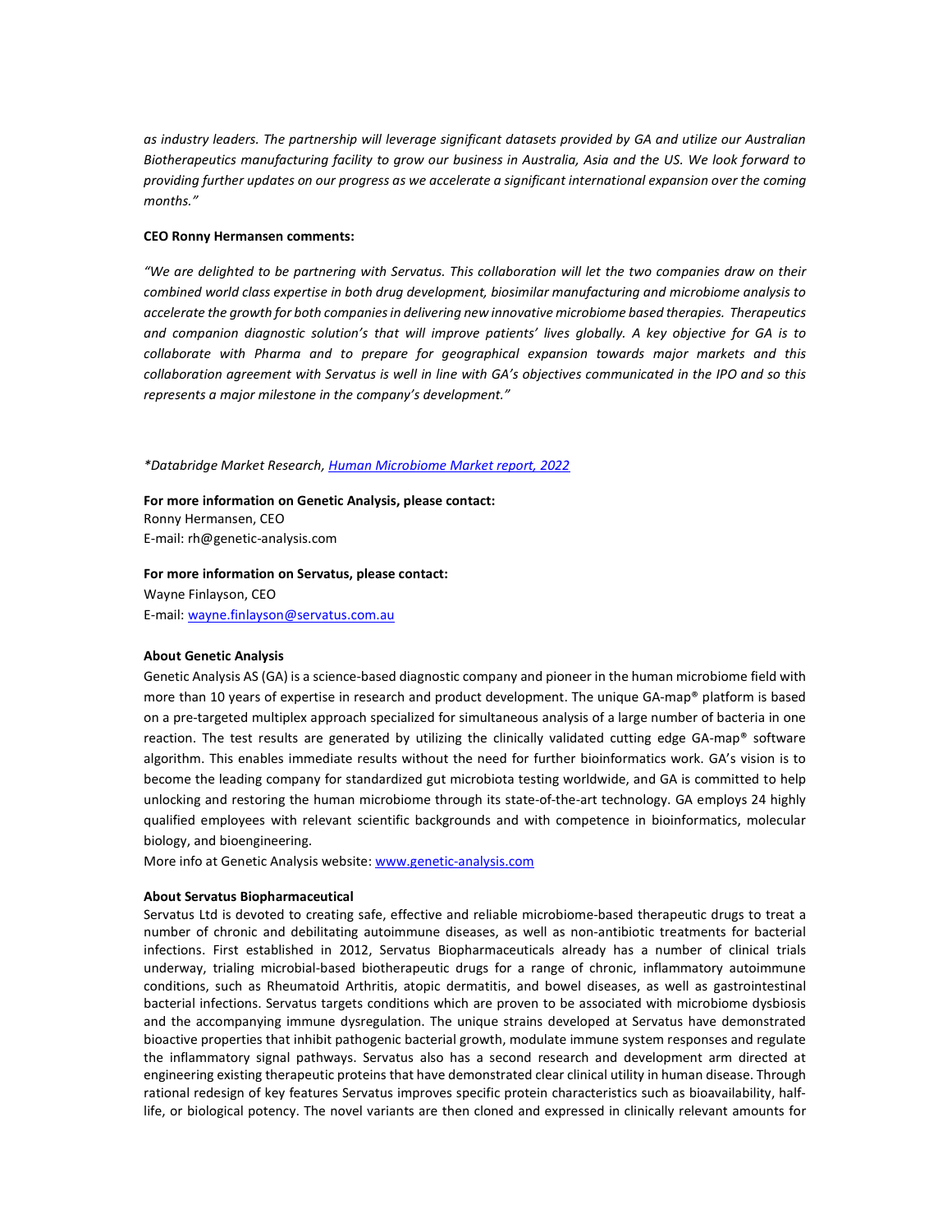*as industry leaders. The partnership will leverage significant datasets provided by GA and utilize our Australian Biotherapeutics manufacturing facility to grow our business in Australia, Asia and the US. We look forward to providing further updates on our progress as we accelerate a significant international expansion over the coming months."*

**CEO Ronny Hermansen comments:**

*"We are delighted to be partnering with Servatus. This collaboration will let the two companies draw on their combined world class expertise in both drug development, biosimilar manufacturing and microbiome analysis to accelerate the growth for both companies in delivering new innovative microbiome based therapies. Therapeutics and companion diagnostic solution's that will improve patients' lives globally. A key objective for GA is to collaborate with Pharma and to prepare for geographical expansion towards major markets and this collaboration agreement with Servatus is well in line with GA's objectives communicated in the IPO and so this represents a major milestone in the company's development."*

**Databridge Market Research, [Human Microbiome Market report, 2022]*

**For more information on Genetic Analysis, please contact:**
Ronny Hermansen, CEO
E-mail: rh@genetic-analysis.com

**For more information on Servatus, please contact:**
Wayne Finlayson, CEO
E-mail: wayne.finlayson@servatus.com.au

**About Genetic Analysis**

Genetic Analysis AS (GA) is a science-based diagnostic company and pioneer in the human microbiome field with more than 10 years of expertise in research and product development. The unique GA-map® platform is based on a pre-targeted multiplex approach specialized for simultaneous analysis of a large number of bacteria in one reaction. The test results are generated by utilizing the clinically validated cutting edge GA-map® software algorithm. This enables immediate results without the need for further bioinformatics work. GA's vision is to become the leading company for standardized gut microbiota testing worldwide, and GA is committed to help unlocking and restoring the human microbiome through its state-of-the-art technology. GA employs 24 highly qualified employees with relevant scientific backgrounds and with competence in bioinformatics, molecular biology, and bioengineering.
More info at Genetic Analysis website: www.genetic-analysis.com

**About Servatus Biopharmaceutical**

Servatus Ltd is devoted to creating safe, effective and reliable microbiome-based therapeutic drugs to treat a number of chronic and debilitating autoimmune diseases, as well as non-antibiotic treatments for bacterial infections. First established in 2012, Servatus Biopharmaceuticals already has a number of clinical trials underway, trialing microbial-based biotherapeutic drugs for a range of chronic, inflammatory autoimmune conditions, such as Rheumatoid Arthritis, atopic dermatitis, and bowel diseases, as well as gastrointestinal bacterial infections. Servatus targets conditions which are proven to be associated with microbiome dysbiosis and the accompanying immune dysregulation. The unique strains developed at Servatus have demonstrated bioactive properties that inhibit pathogenic bacterial growth, modulate immune system responses and regulate the inflammatory signal pathways. Servatus also has a second research and development arm directed at engineering existing therapeutic proteins that have demonstrated clear clinical utility in human disease. Through rational redesign of key features Servatus improves specific protein characteristics such as bioavailability, half-life, or biological potency. The novel variants are then cloned and expressed in clinically relevant amounts for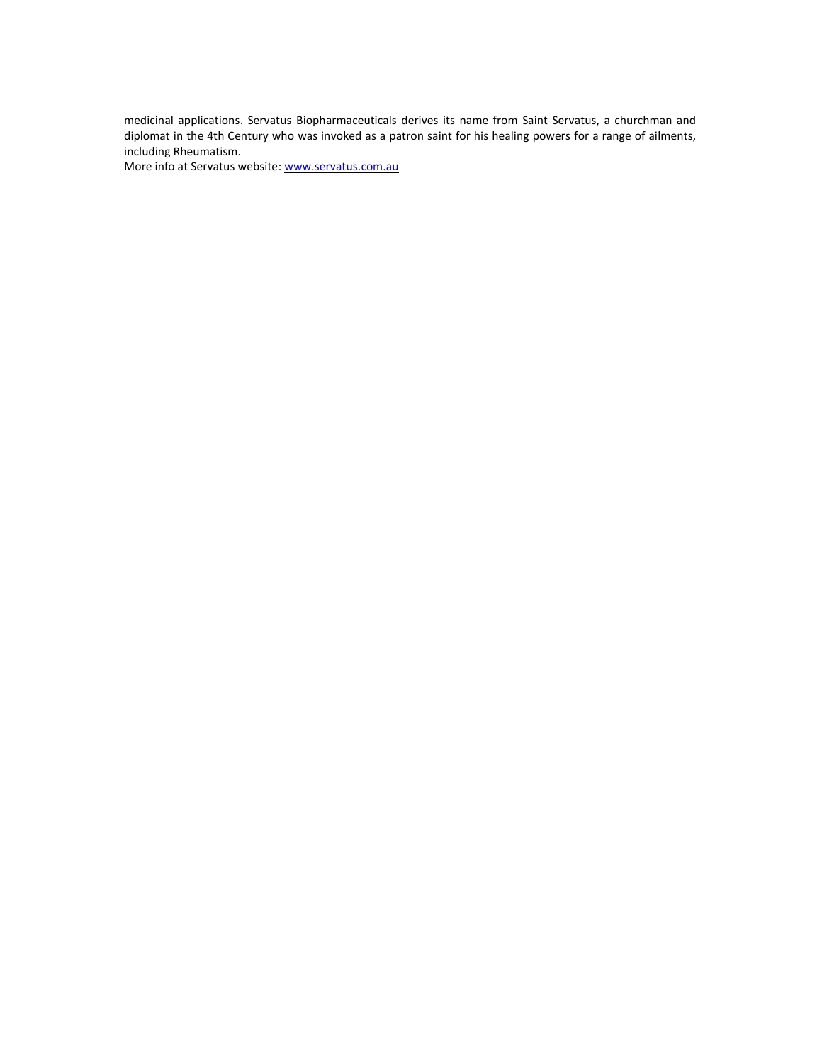medicinal applications. Servatus Biopharmaceuticals derives its name from Saint Servatus, a churchman and diplomat in the 4th Century who was invoked as a patron saint for his healing powers for a range of ailments, including Rheumatism.

More info at Servatus website: [www.servatus.com.au](http://www.servatus.com.au)